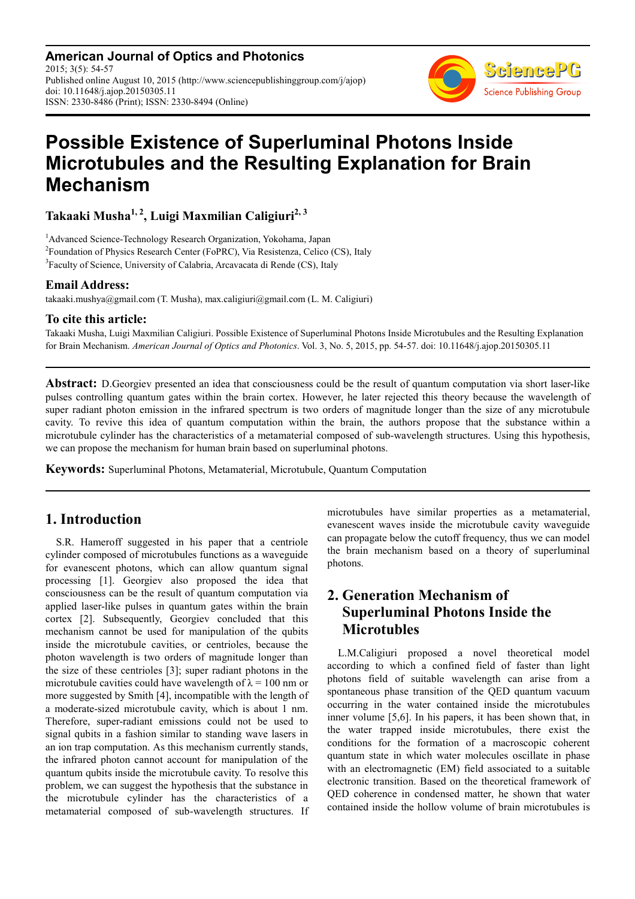# Possible Existence of Superluminal Photons Inside Microtubules and the Resulting Explanation for Brain Mechanism

**Takaaki Musha[1, 2], Luigi Maxmilian Caligiuri[2, 3]**

[1]Advanced Science-Technology Research Organization, Yokohama, Japan
[2]Foundation of Physics Research Center (FoPRC), Via Resistenza, Celico (CS), Italy
[3]Faculty of Science, University of Calabria, Arcavacata di Rende (CS), Italy

### Email Address:

takaaki.mushya@gmail.com (T. Musha), max.caligiuri@gmail.com (L. M. Caligiuri)

### To cite this article:

Takaaki Musha, Luigi Maxmilian Caligiuri. Possible Existence of Superluminal Photons Inside Microtubules and the Resulting Explanation for Brain Mechanism. *American Journal of Optics and Photonics*. Vol. 3, No. 5, 2015, pp. 54-57. doi: 10.11648/j.ajop.20150305.11

---

**Abstract:** D.Georgiev presented an idea that consciousness could be the result of quantum computation via short laser-like pulses controlling quantum gates within the brain cortex. However, he later rejected this theory because the wavelength of super radiant photon emission in the infrared spectrum is two orders of magnitude longer than the size of any microtubule cavity. To revive this idea of quantum computation within the brain, the authors propose that the substance within a microtubule cylinder has the characteristics of a metamaterial composed of sub-wavelength structures. Using this hypothesis, we can propose the mechanism for human brain based on superluminal photons.

**Keywords:** Superluminal Photons, Metamaterial, Microtubule, Quantum Computation

---

## 1. Introduction

S.R. Hameroff suggested in his paper that a centriole cylinder composed of microtubules functions as a waveguide for evanescent photons, which can allow quantum signal processing [1]. Georgiev also proposed the idea that consciousness can be the result of quantum computation via applied laser-like pulses in quantum gates within the brain cortex [2]. Subsequently, Georgiev concluded that this mechanism cannot be used for manipulation of the qubits inside the microtubule cavities, or centrioles, because the photon wavelength is two orders of magnitude longer than the size of these centrioles [3]; super radiant photons in the microtubule cavities could have wavelength of $\lambda = 100$ nm or more suggested by Smith [4], incompatible with the length of a moderate-sized microtubule cavity, which is about 1 nm. Therefore, super-radiant emissions could not be used to signal qubits in a fashion similar to standing wave lasers in an ion trap computation. As this mechanism currently stands, the infrared photon cannot account for manipulation of the quantum qubits inside the microtubule cavity. To resolve this problem, we can suggest the hypothesis that the substance in the microtubule cylinder has the characteristics of a metamaterial composed of sub-wavelength structures. If microtubules have similar properties as a metamaterial, evanescent waves inside the microtubule cavity waveguide can propagate below the cutoff frequency, thus we can model the brain mechanism based on a theory of superluminal photons.

## 2. Generation Mechanism of Superluminal Photons Inside the Microtubules

L.M.Caligiuri proposed a novel theoretical model according to which a confined field of faster than light photons field of suitable wavelength can arise from a spontaneous phase transition of the QED quantum vacuum occurring in the water contained inside the microtubules inner volume [5,6]. In his papers, it has been shown that, in the water trapped inside microtubules, there exist the conditions for the formation of a macroscopic coherent quantum state in which water molecules oscillate in phase with an electromagnetic (EM) field associated to a suitable electronic transition. Based on the theoretical framework of QED coherence in condensed matter, he shown that water contained inside the hollow volume of brain microtubules is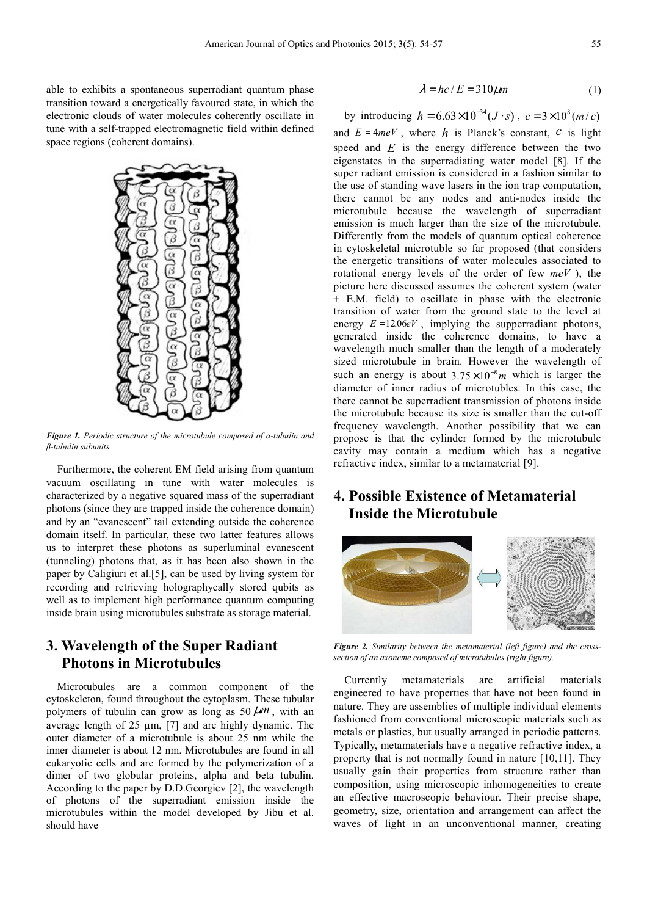able to exhibits a spontaneous superradiant quantum phase transition toward a energetically favoured state, in which the electronic clouds of water molecules coherently oscillate in tune with a self-trapped electromagnetic field within defined space regions (coherent domains).

*Figure 1. Periodic structure of the microtubule composed of α-tubulin and β-tubulin subunits.*

Furthermore, the coherent EM field arising from quantum vacuum oscillating in tune with water molecules is characterized by a negative squared mass of the superradiant photons (since they are trapped inside the coherence domain) and by an "evanescent" tail extending outside the coherence domain itself. In particular, these two latter features allows us to interpret these photons as superluminal evanescent (tunneling) photons that, as it has been also shown in the paper by Caligiuri et al.[5], can be used by living system for recording and retrieving holographycally stored qubits as well as to implement high performance quantum computing inside brain using microtubules substrate as storage material.

## 3. Wavelength of the Super Radiant Photons in Microtubules

Microtubules are a common component of the cytoskeleton, found throughout the cytoplasm. These tubular polymers of tubulin can grow as long as 50 $\mu m$, with an average length of 25 µm, [7] and are highly dynamic. The outer diameter of a microtubule is about 25 nm while the inner diameter is about 12 nm. Microtubules are found in all eukaryotic cells and are formed by the polymerization of a dimer of two globular proteins, alpha and beta tubulin. According to the paper by D.D.Georgiev [2], the wavelength of photons of the superradiant emission inside the microtubules within the model developed by Jibu et al. should have

$$\lambda = hc / E = 310 \mu m \tag{1}$$

by introducing $h = 6.63 \times 10^{-34} (J \cdot s)$, $c = 3 \times 10^{8} (m/c)$ and $E = 4meV$, where $h$ is Planck's constant, $c$ is light speed and $E$ is the energy difference between the two eigenstates in the superradiating water model [8]. If the super radiant emission is considered in a fashion similar to the use of standing wave lasers in the ion trap computation, there cannot be any nodes and anti-nodes inside the microtubule because the wavelength of superradiant emission is much larger than the size of the microtubule. Differently from the models of quantum optical coherence in cytoskeletal microtuble so far proposed (that considers the energetic transitions of water molecules associated to rotational energy levels of the order of few $meV$), the picture here discussed assumes the coherent system (water + E.M. field) to oscillate in phase with the electronic transition of water from the ground state to the level at energy $E = 12.06 eV$, implying the supperradiant photons, generated inside the coherence domains, to have a wavelength much smaller than the length of a moderately sized microtubule in brain. However the wavelength of such an energy is about $3.75 \times 10^{-8} m$ which is larger the diameter of inner radius of microtubles. In this case, the there cannot be superradient transmission of photons inside the microtubule because its size is smaller than the cut-off frequency wavelength. Another possibility that we can propose is that the cylinder formed by the microtubule cavity may contain a medium which has a negative refractive index, similar to a metamaterial [9].

## 4. Possible Existence of Metamaterial Inside the Microtubule

*Figure 2. Similarity between the metamaterial (left figure) and the cross-section of an axoneme composed of microtubules (right figure).*

Currently metamaterials are artificial materials engineered to have properties that have not been found in nature. They are assemblies of multiple individual elements fashioned from conventional microscopic materials such as metals or plastics, but usually arranged in periodic patterns. Typically, metamaterials have a negative refractive index, a property that is not normally found in nature [10,11]. They usually gain their properties from structure rather than composition, using microscopic inhomogeneities to create an effective macroscopic behaviour. Their precise shape, geometry, size, orientation and arrangement can affect the waves of light in an unconventional manner, creating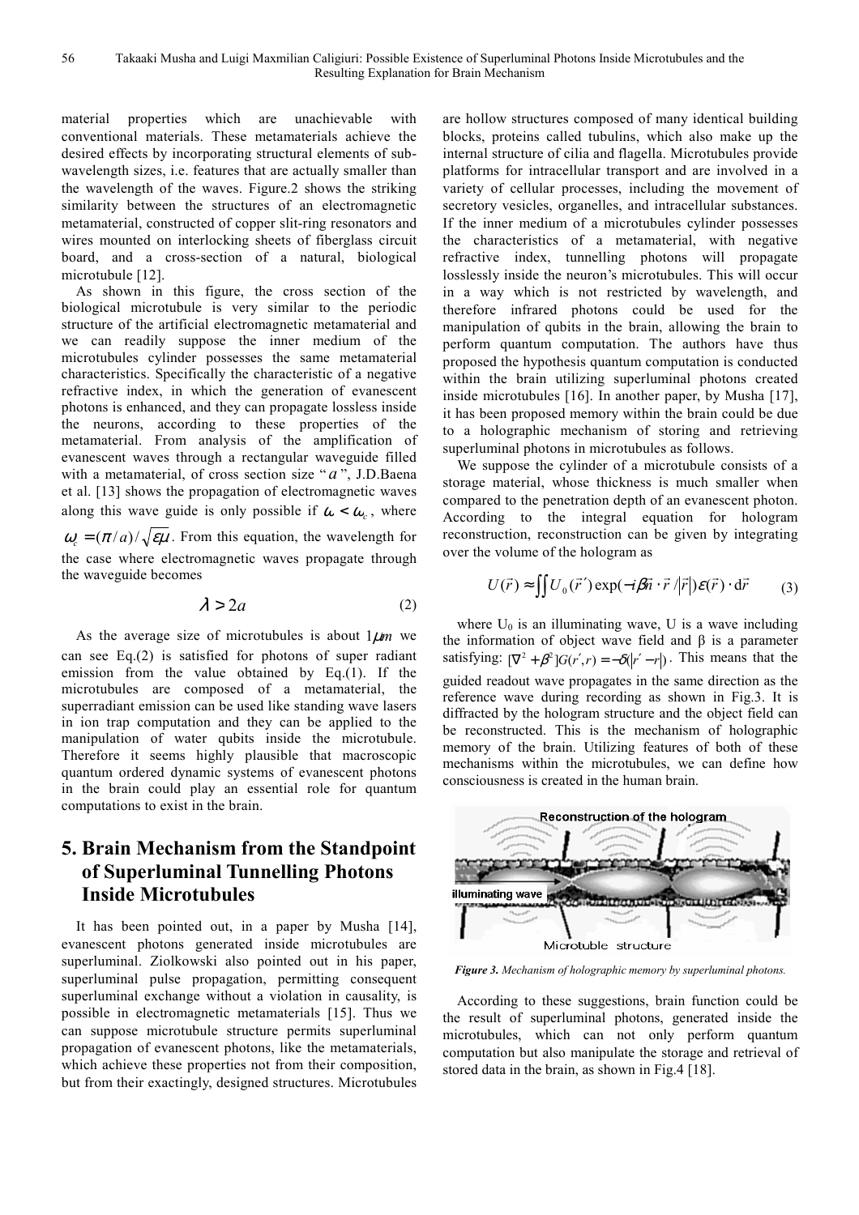material properties which are unachievable with conventional materials. These metamaterials achieve the desired effects by incorporating structural elements of sub-wavelength sizes, i.e. features that are actually smaller than the wavelength of the waves. Figure.2 shows the striking similarity between the structures of an electromagnetic metamaterial, constructed of copper slit-ring resonators and wires mounted on interlocking sheets of fiberglass circuit board, and a cross-section of a natural, biological microtubule [12].

As shown in this figure, the cross section of the biological microtubule is very similar to the periodic structure of the artificial electromagnetic metamaterial and we can readily suppose the inner medium of the microtubules cylinder possesses the same metamaterial characteristics. Specifically the characteristic of a negative refractive index, in which the generation of evanescent photons is enhanced, and they can propagate lossless inside the neurons, according to these properties of the metamaterial. From analysis of the amplification of evanescent waves through a rectangular waveguide filled with a metamaterial, of cross section size "$a$", J.D.Baena et al. [13] shows the propagation of electromagnetic waves along this wave guide is only possible if $\omega < \omega_c$, where $\omega_c = (\pi / a)/\sqrt{\varepsilon\mu}$. From this equation, the wavelength for the case where electromagnetic waves propagate through the waveguide becomes

$$\lambda > 2a \tag{2}$$

As the average size of microtubules is about $1\mu m$ we can see Eq.(2) is satisfied for photons of super radiant emission from the value obtained by Eq.(1). If the microtubules are composed of a metamaterial, the superradiant emission can be used like standing wave lasers in ion trap computation and they can be applied to the manipulation of water qubits inside the microtubule. Therefore it seems highly plausible that macroscopic quantum ordered dynamic systems of evanescent photons in the brain could play an essential role for quantum computations to exist in the brain.

## 5. Brain Mechanism from the Standpoint of Superluminal Tunnelling Photons Inside Microtubules

It has been pointed out, in a paper by Musha [14], evanescent photons generated inside microtubules are superluminal. Ziolkowski also pointed out in his paper, superluminal pulse propagation, permitting consequent superluminal exchange without a violation in causality, is possible in electromagnetic metamaterials [15]. Thus we can suppose microtubule structure permits superluminal propagation of evanescent photons, like the metamaterials, which achieve these properties not from their composition, but from their exactingly, designed structures. Microtubules are hollow structures composed of many identical building blocks, proteins called tubulins, which also make up the internal structure of cilia and flagella. Microtubules provide platforms for intracellular transport and are involved in a variety of cellular processes, including the movement of secretory vesicles, organelles, and intracellular substances. If the inner medium of a microtubules cylinder possesses the characteristics of a metamaterial, with negative refractive index, tunnelling photons will propagate losslessly inside the neuron's microtubules. This will occur in a way which is not restricted by wavelength, and therefore infrared photons could be used for the manipulation of qubits in the brain, allowing the brain to perform quantum computation. The authors have thus proposed the hypothesis quantum computation is conducted within the brain utilizing superluminal photons created inside microtubules [16]. In another paper, by Musha [17], it has been proposed memory within the brain could be due to a holographic mechanism of storing and retrieving superluminal photons in microtubules as follows.

We suppose the cylinder of a microtubule consists of a storage material, whose thickness is much smaller when compared to the penetration depth of an evanescent photon. According to the integral equation for hologram reconstruction, reconstruction can be given by integrating over the volume of the hologram as

$$U(\vec{r}) \approx \iint U_0(\vec{r}\,') \exp(-i\beta\vec{n}\cdot\vec{r}/|\vec{r}|)\varepsilon(\vec{r})\cdot \mathrm{d}\vec{r} \tag{3}$$

where $U_0$ is an illuminating wave, U is a wave including the information of object wave field and β is a parameter satisfying: $[\nabla^2 + \beta^2]G(r', r) = -\delta(|r' - r|)$. This means that the guided readout wave propagates in the same direction as the reference wave during recording as shown in Fig.3. It is diffracted by the hologram structure and the object field can be reconstructed. This is the mechanism of holographic memory of the brain. Utilizing features of both of these mechanisms within the microtubules, we can define how consciousness is created in the human brain.

*Figure 3. Mechanism of holographic memory by superluminal photons.*

According to these suggestions, brain function could be the result of superluminal photons, generated inside the microtubules, which can not only perform quantum computation but also manipulate the storage and retrieval of stored data in the brain, as shown in Fig.4 [18].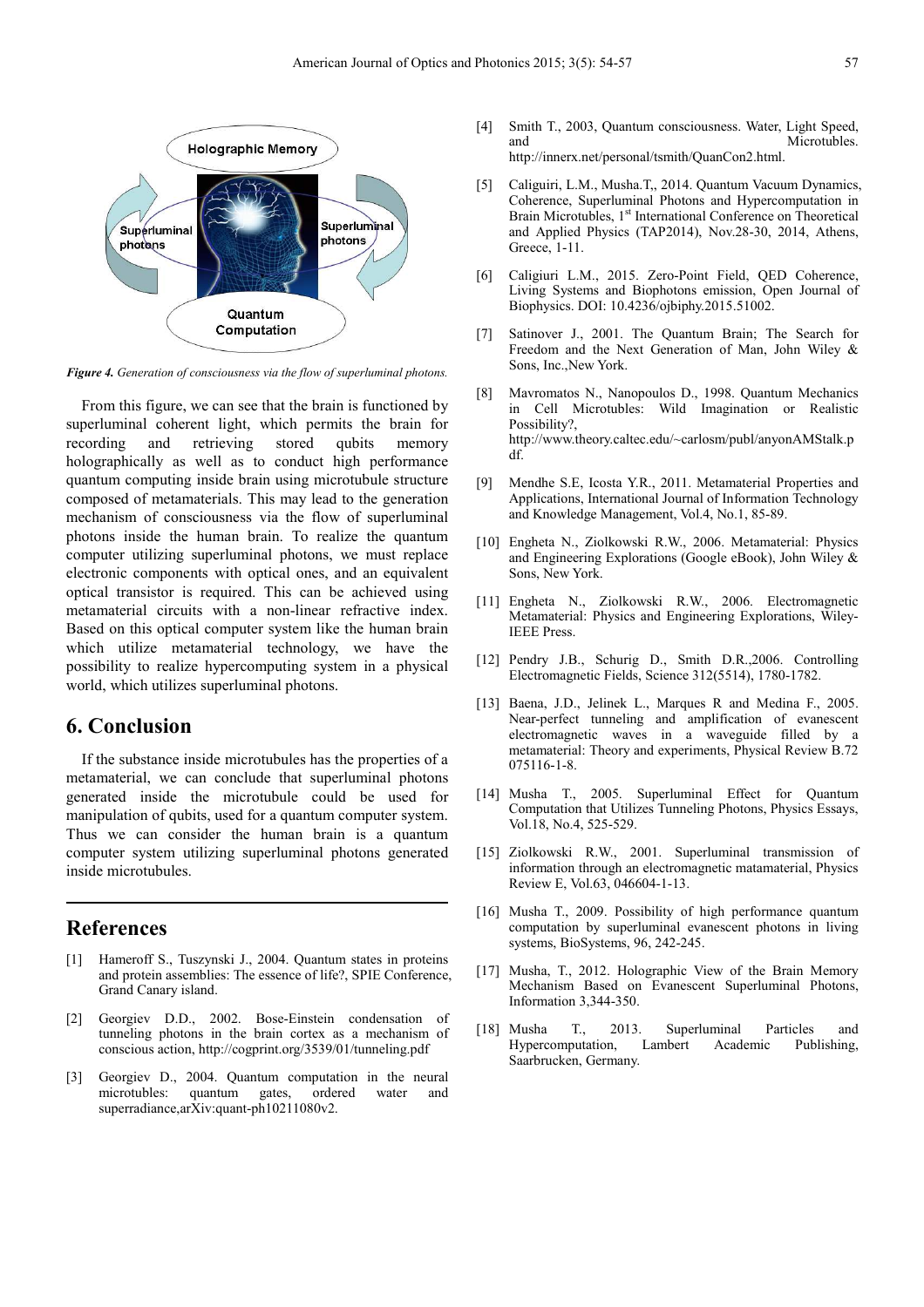Holographic Memory

Superluminal photons

Superluminal photons

Quantum Computation

*Figure 4. Generation of consciousness via the flow of superluminal photons.*

From this figure, we can see that the brain is functioned by superluminal coherent light, which permits the brain for recording and retrieving stored qubits memory holographically as well as to conduct high performance quantum computing inside brain using microtubule structure composed of metamaterials. This may lead to the generation mechanism of consciousness via the flow of superluminal photons inside the human brain. To realize the quantum computer utilizing superluminal photons, we must replace electronic components with optical ones, and an equivalent optical transistor is required. This can be achieved using metamaterial circuits with a non-linear refractive index. Based on this optical computer system like the human brain which utilize metamaterial technology, we have the possibility to realize hypercomputing system in a physical world, which utilizes superluminal photons.

## 6. Conclusion

If the substance inside microtubules has the properties of a metamaterial, we can conclude that superluminal photons generated inside the microtubule could be used for manipulation of qubits, used for a quantum computer system. Thus we can consider the human brain is a quantum computer system utilizing superluminal photons generated inside microtubules.

## References

[1] Hameroff S., Tuszynski J., 2004. Quantum states in proteins and protein assemblies: The essence of life?, SPIE Conference, Grand Canary island.

[2] Georgiev D.D., 2002. Bose-Einstein condensation of tunneling photons in the brain cortex as a mechanism of conscious action, http://cogprint.org/3539/01/tunneling.pdf

[3] Georgiev D., 2004. Quantum computation in the neural microtubules: quantum gates, ordered water and superradiance,arXiv:quant-ph10211080v2.

[4] Smith T., 2003, Quantum consciousness. Water, Light Speed, and Microtubles. http://innerx.net/personal/tsmith/QuanCon2.html.

[5] Caliguiri, L.M., Musha.T,, 2014. Quantum Vacuum Dynamics, Coherence, Superluminal Photons and Hypercomputation in Brain Microtubles, 1st International Conference on Theoretical and Applied Physics (TAP2014), Nov.28-30, 2014, Athens, Greece, 1-11.

[6] Caligiuri L.M., 2015. Zero-Point Field, QED Coherence, Living Systems and Biophotons emission, Open Journal of Biophysics. DOI: 10.4236/ojbiphy.2015.51002.

[7] Satinover J., 2001. The Quantum Brain; The Search for Freedom and the Next Generation of Man, John Wiley & Sons, Inc.,New York.

[8] Mavromatos N., Nanopoulos D., 1998. Quantum Mechanics in Cell Microtubules: Wild Imagination or Realistic Possibility?, http://www.theory.caltec.edu/~carlosm/publ/anyonAMStalk.pdf.

[9] Mendhe S.E, Icosta Y.R., 2011. Metamaterial Properties and Applications, International Journal of Information Technology and Knowledge Management, Vol.4, No.1, 85-89.

[10] Engheta N., Ziolkowski R.W., 2006. Metamaterial: Physics and Engineering Explorations (Google eBook), John Wiley & Sons, New York.

[11] Engheta N., Ziolkowski R.W., 2006. Electromagnetic Metamaterial: Physics and Engineering Explorations, Wiley-IEEE Press.

[12] Pendry J.B., Schurig D., Smith D.R.,2006. Controlling Electromagnetic Fields, Science 312(5514), 1780-1782.

[13] Baena, J.D., Jelinek L., Marques R and Medina F., 2005. Near-perfect tunneling and amplification of evanescent electromagnetic waves in a waveguide filled by a metamaterial: Theory and experiments, Physical Review B.72 075116-1-8.

[14] Musha T., 2005. Superluminal Effect for Quantum Computation that Utilizes Tunneling Photons, Physics Essays, Vol.18, No.4, 525-529.

[15] Ziolkowski R.W., 2001. Superluminal transmission of information through an electromagnetic matamaterial, Physics Review E, Vol.63, 046604-1-13.

[16] Musha T., 2009. Possibility of high performance quantum computation by superluminal evanescent photons in living systems, BioSystems, 96, 242-245.

[17] Musha, T., 2012. Holographic View of the Brain Memory Mechanism Based on Evanescent Superluminal Photons, Information 3,344-350.

[18] Musha T., 2013. Superluminal Particles and Hypercomputation, Lambert Academic Publishing, Saarbrucken, Germany.